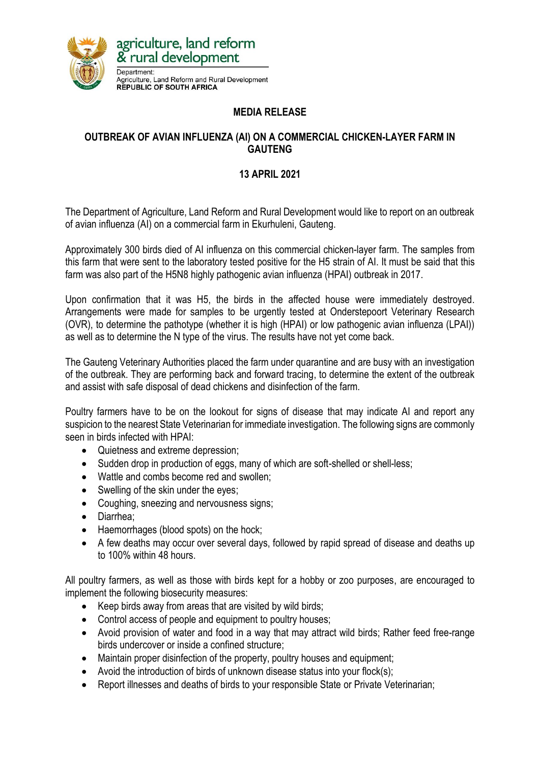agriculture, land reform & rural development

Department:
Agriculture, Land Reform and Rural Development
**REPUBLIC OF SOUTH AFRICA**

## MEDIA RELEASE

## OUTBREAK OF AVIAN INFLUENZA (AI) ON A COMMERCIAL CHICKEN-LAYER FARM IN GAUTENG

### 13 APRIL 2021

The Department of Agriculture, Land Reform and Rural Development would like to report on an outbreak of avian influenza (AI) on a commercial farm in Ekurhuleni, Gauteng.

Approximately 300 birds died of AI influenza on this commercial chicken-layer farm. The samples from this farm that were sent to the laboratory tested positive for the H5 strain of AI. It must be said that this farm was also part of the H5N8 highly pathogenic avian influenza (HPAI) outbreak in 2017.

Upon confirmation that it was H5, the birds in the affected house were immediately destroyed. Arrangements were made for samples to be urgently tested at Onderstepoort Veterinary Research (OVR), to determine the pathotype (whether it is high (HPAI) or low pathogenic avian influenza (LPAI)) as well as to determine the N type of the virus. The results have not yet come back.

The Gauteng Veterinary Authorities placed the farm under quarantine and are busy with an investigation of the outbreak. They are performing back and forward tracing, to determine the extent of the outbreak and assist with safe disposal of dead chickens and disinfection of the farm.

Poultry farmers have to be on the lookout for signs of disease that may indicate AI and report any suspicion to the nearest State Veterinarian for immediate investigation. The following signs are commonly seen in birds infected with HPAI:

- Quietness and extreme depression;
- Sudden drop in production of eggs, many of which are soft-shelled or shell-less;
- Wattle and combs become red and swollen;
- Swelling of the skin under the eyes;
- Coughing, sneezing and nervousness signs;
- Diarrhea;
- Haemorrhages (blood spots) on the hock;
- A few deaths may occur over several days, followed by rapid spread of disease and deaths up to 100% within 48 hours.

All poultry farmers, as well as those with birds kept for a hobby or zoo purposes, are encouraged to implement the following biosecurity measures:

- Keep birds away from areas that are visited by wild birds;
- Control access of people and equipment to poultry houses;
- Avoid provision of water and food in a way that may attract wild birds; Rather feed free-range birds undercover or inside a confined structure;
- Maintain proper disinfection of the property, poultry houses and equipment;
- Avoid the introduction of birds of unknown disease status into your flock(s);
- Report illnesses and deaths of birds to your responsible State or Private Veterinarian;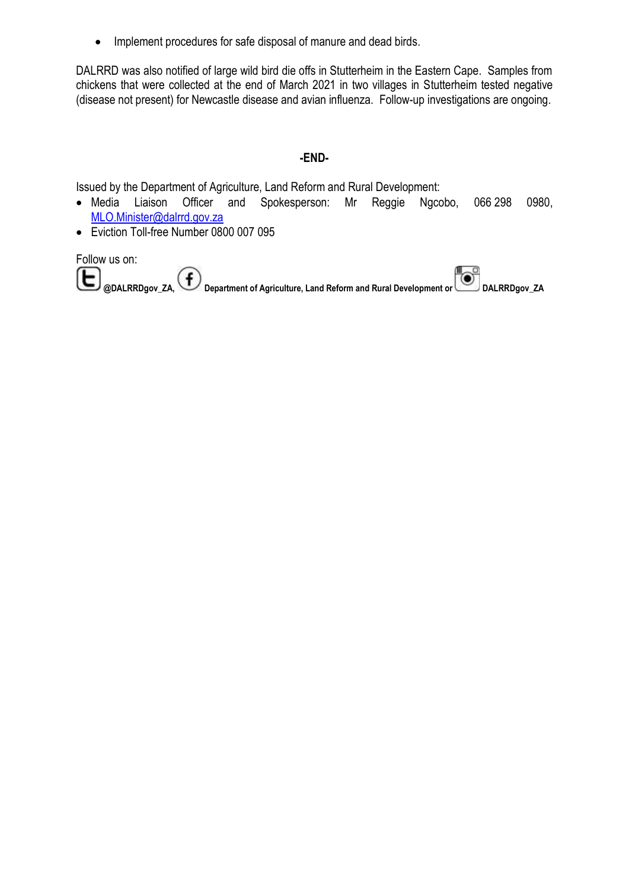- Implement procedures for safe disposal of manure and dead birds.

DALRRD was also notified of large wild bird die offs in Stutterheim in the Eastern Cape. Samples from chickens that were collected at the end of March 2021 in two villages in Stutterheim tested negative (disease not present) for Newcastle disease and avian influenza. Follow-up investigations are ongoing.

**-END-**

Issued by the Department of Agriculture, Land Reform and Rural Development:

- Media Liaison Officer and Spokesperson: Mr Reggie Ngcobo, 066 298 0980, MLO.Minister@dalrrd.gov.za
- Eviction Toll-free Number 0800 007 095

Follow us on:

**@DALRRDgov_ZA, Department of Agriculture, Land Reform and Rural Development or DALRRDgov_ZA**